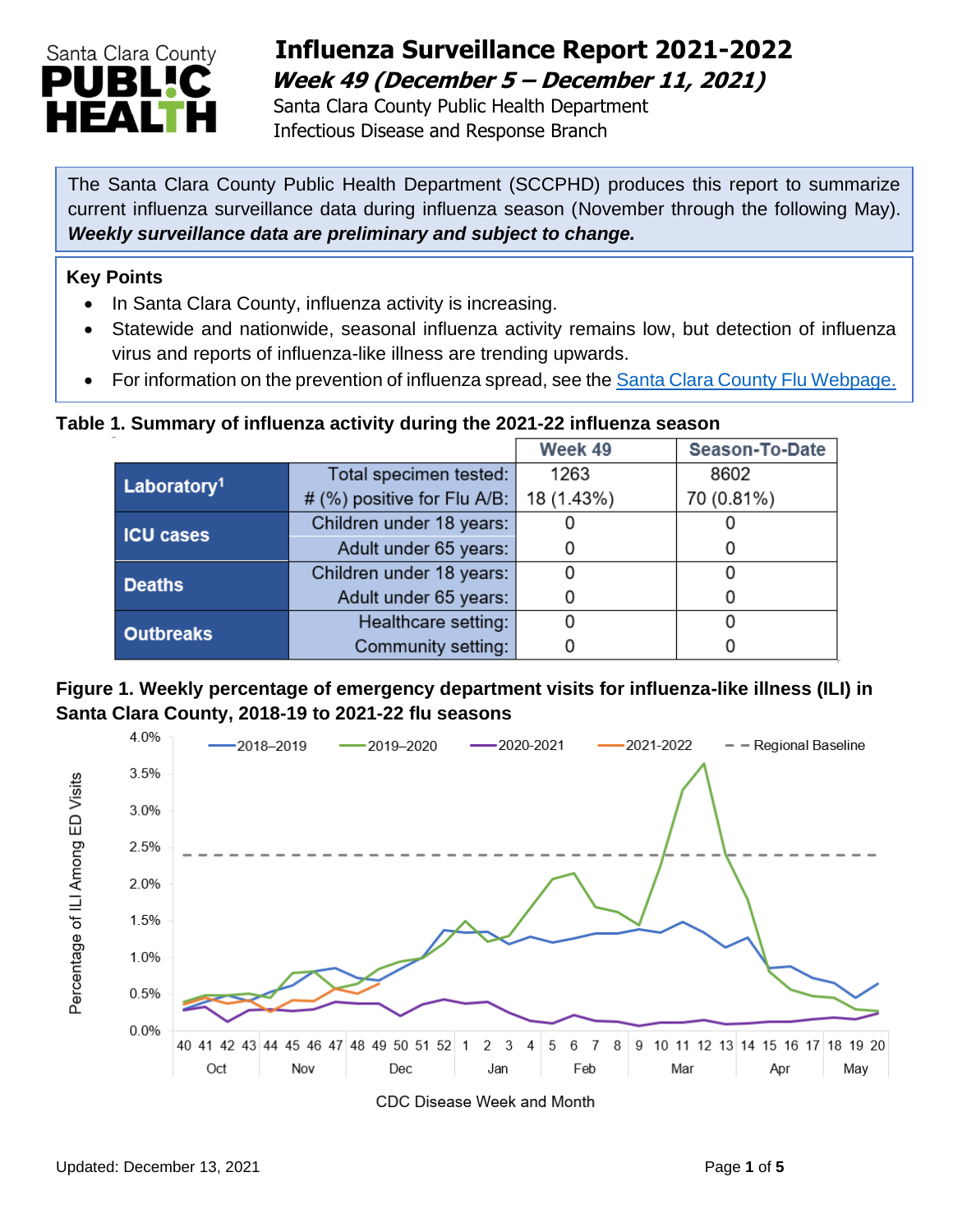# Influenza Surveillance Report 2021-2022

***Week 49 (December 5 – December 11, 2021)***

Santa Clara County Public Health Department
Infectious Disease and Response Branch

The Santa Clara County Public Health Department (SCCPHD) produces this report to summarize current influenza surveillance data during influenza season (November through the following May). ***Weekly surveillance data are preliminary and subject to change.***

**Key Points**

- In Santa Clara County, influenza activity is increasing.
- Statewide and nationwide, seasonal influenza activity remains low, but detection of influenza virus and reports of influenza-like illness are trending upwards.
- For information on the prevention of influenza spread, see the Santa Clara County Flu Webpage.

**Table 1. Summary of influenza activity during the 2021-22 influenza season**

| | | Week 49 | Season-To-Date |
|---|---|---|---|
| **Laboratory[1]** | Total specimen tested: | 1263 | 8602 |
| | # (%) positive for Flu A/B: | 18 (1.43%) | 70 (0.81%) |
| **ICU cases** | Children under 18 years: | 0 | 0 |
| | Adult under 65 years: | 0 | 0 |
| **Deaths** | Children under 18 years: | 0 | 0 |
| | Adult under 65 years: | 0 | 0 |
| **Outbreaks** | Healthcare setting: | 0 | 0 |
| | Community setting: | 0 | 0 |

**Figure 1. Weekly percentage of emergency department visits for influenza-like illness (ILI) in Santa Clara County, 2018-19 to 2021-22 flu seasons**

Updated: December 13, 2021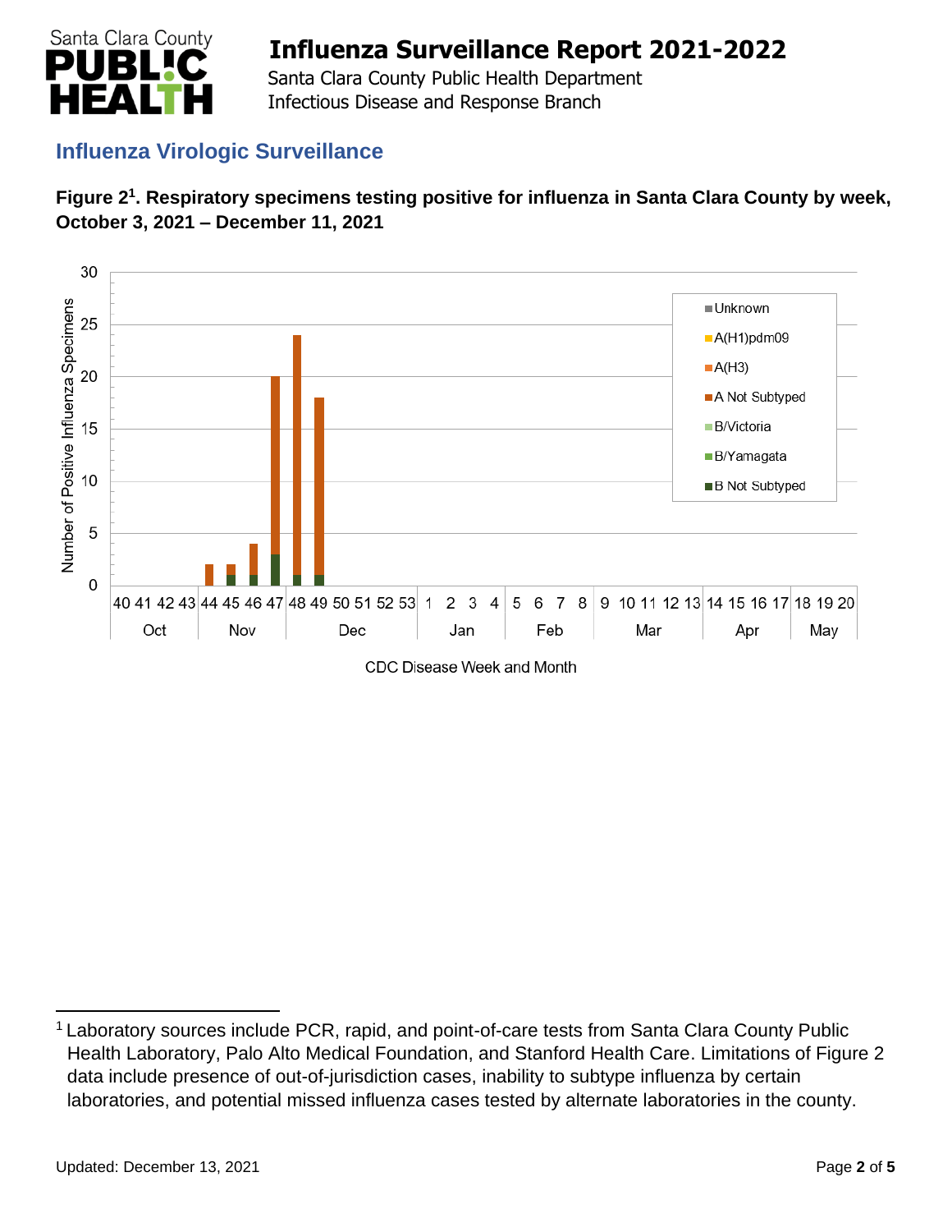## Influenza Virologic Surveillance

**Figure 2[1]. Respiratory specimens testing positive for influenza in Santa Clara County by week, October 3, 2021 – December 11, 2021**

Number of Positive Influenza Specimens

Unknown
A(H1)pdm09
A(H3)
A Not Subtyped
B/Victoria
B/Yamagata
B Not Subtyped

CDC Disease Week and Month

---

[1] Laboratory sources include PCR, rapid, and point-of-care tests from Santa Clara County Public Health Laboratory, Palo Alto Medical Foundation, and Stanford Health Care. Limitations of Figure 2 data include presence of out-of-jurisdiction cases, inability to subtype influenza by certain laboratories, and potential missed influenza cases tested by alternate laboratories in the county.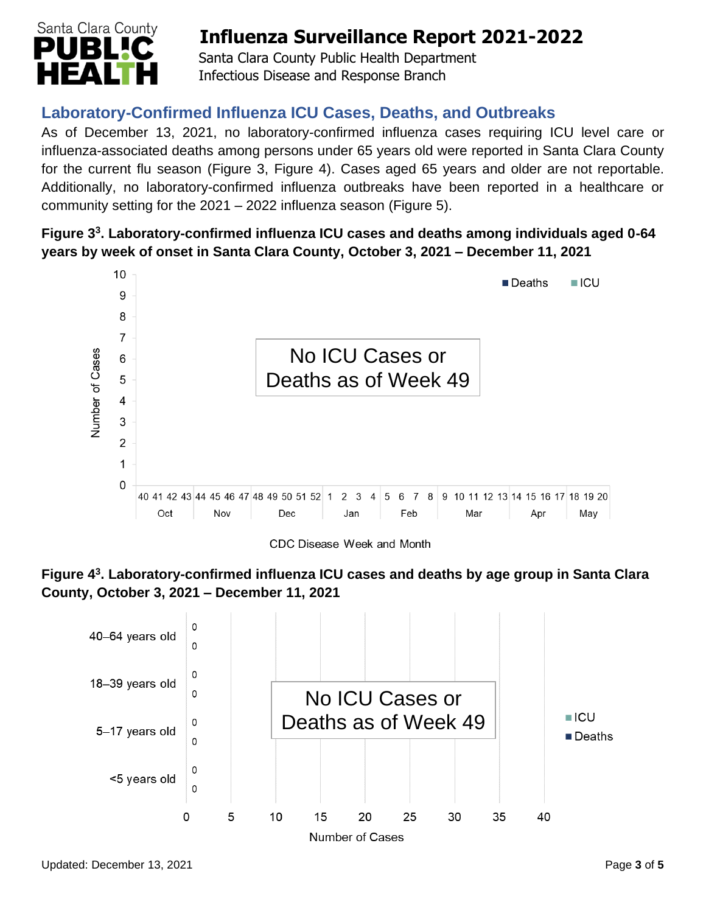## Laboratory-Confirmed Influenza ICU Cases, Deaths, and Outbreaks

As of December 13, 2021, no laboratory-confirmed influenza cases requiring ICU level care or influenza-associated deaths among persons under 65 years old were reported in Santa Clara County for the current flu season (Figure 3, Figure 4). Cases aged 65 years and older are not reportable. Additionally, no laboratory-confirmed influenza outbreaks have been reported in a healthcare or community setting for the 2021 – 2022 influenza season (Figure 5).

**Figure 3[3]. Laboratory-confirmed influenza ICU cases and deaths among individuals aged 0-64 years by week of onset in Santa Clara County, October 3, 2021 – December 11, 2021**

No ICU Cases or Deaths as of Week 49

**Figure 4[3]. Laboratory-confirmed influenza ICU cases and deaths by age group in Santa Clara County, October 3, 2021 – December 11, 2021**

| Age group | ICU | Deaths |
| --- | --- | --- |
| 40–64 years old | 0 | 0 |
| 18–39 years old | 0 | 0 |
| 5–17 years old | 0 | 0 |
| <5 years old | 0 | 0 |

No ICU Cases or Deaths as of Week 49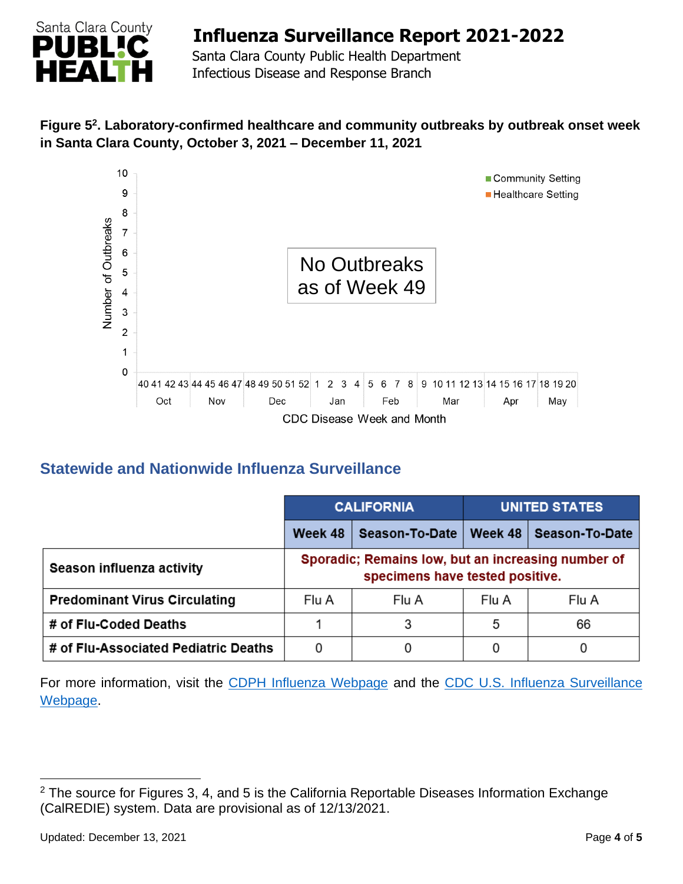**Figure 5[2]. Laboratory-confirmed healthcare and community outbreaks by outbreak onset week in Santa Clara County, October 3, 2021 – December 11, 2021**

No Outbreaks as of Week 49

## Statewide and Nationwide Influenza Surveillance

| | CALIFORNIA | | UNITED STATES | |
|---|---|---|---|---|
| | **Week 48** | **Season-To-Date** | **Week 48** | **Season-To-Date** |
| **Season influenza activity** | Sporadic; Remains low, but an increasing number of specimens have tested positive. | | | |
| **Predominant Virus Circulating** | Flu A | Flu A | Flu A | Flu A |
| **# of Flu-Coded Deaths** | 1 | 3 | 5 | 66 |
| **# of Flu-Associated Pediatric Deaths** | 0 | 0 | 0 | 0 |

For more information, visit the CDPH Influenza Webpage and the CDC U.S. Influenza Surveillance Webpage.

[2] The source for Figures 3, 4, and 5 is the California Reportable Diseases Information Exchange (CalREDIE) system. Data are provisional as of 12/13/2021.

Updated: December 13, 2021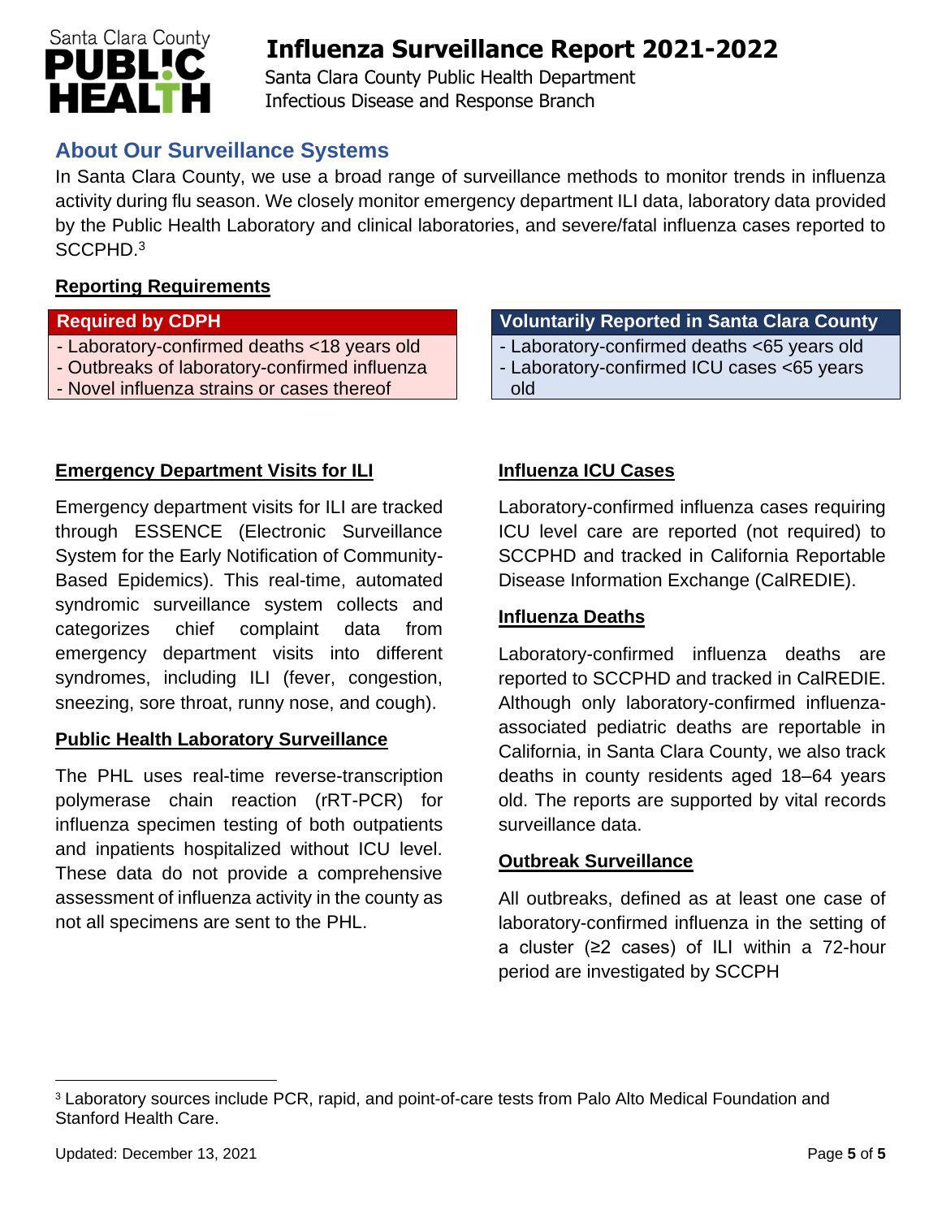# Influenza Surveillance Report 2021-2022

Santa Clara County Public Health Department
Infectious Disease and Response Branch

## About Our Surveillance Systems

In Santa Clara County, we use a broad range of surveillance methods to monitor trends in influenza activity during flu season. We closely monitor emergency department ILI data, laboratory data provided by the Public Health Laboratory and clinical laboratories, and severe/fatal influenza cases reported to SCCPHD.[3]

### Reporting Requirements

| Required by CDPH | Voluntarily Reported in Santa Clara County |
| --- | --- |
| - Laboratory-confirmed deaths <18 years old<br>- Outbreaks of laboratory-confirmed influenza<br>- Novel influenza strains or cases thereof | - Laboratory-confirmed deaths <65 years old<br>- Laboratory-confirmed ICU cases <65 years old |

### Emergency Department Visits for ILI

Emergency department visits for ILI are tracked through ESSENCE (Electronic Surveillance System for the Early Notification of Community-Based Epidemics). This real-time, automated syndromic surveillance system collects and categorizes chief complaint data from emergency department visits into different syndromes, including ILI (fever, congestion, sneezing, sore throat, runny nose, and cough).

### Public Health Laboratory Surveillance

The PHL uses real-time reverse-transcription polymerase chain reaction (rRT-PCR) for influenza specimen testing of both outpatients and inpatients hospitalized without ICU level. These data do not provide a comprehensive assessment of influenza activity in the county as not all specimens are sent to the PHL.

### Influenza ICU Cases

Laboratory-confirmed influenza cases requiring ICU level care are reported (not required) to SCCPHD and tracked in California Reportable Disease Information Exchange (CalREDIE).

### Influenza Deaths

Laboratory-confirmed influenza deaths are reported to SCCPHD and tracked in CalREDIE. Although only laboratory-confirmed influenza-associated pediatric deaths are reportable in California, in Santa Clara County, we also track deaths in county residents aged 18–64 years old. The reports are supported by vital records surveillance data.

### Outbreak Surveillance

All outbreaks, defined as at least one case of laboratory-confirmed influenza in the setting of a cluster (≥2 cases) of ILI within a 72-hour period are investigated by SCCPH

---

[3] Laboratory sources include PCR, rapid, and point-of-care tests from Palo Alto Medical Foundation and Stanford Health Care.

Updated: December 13, 2021